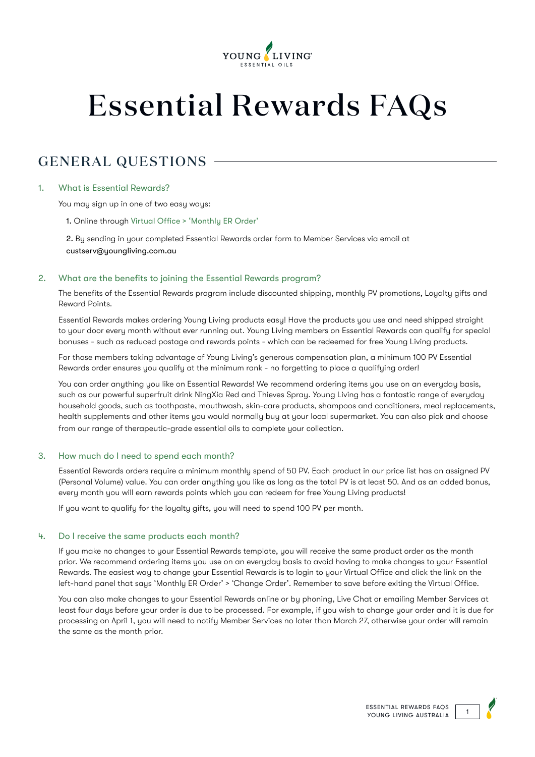# Essential Rewards FAQs

## GENERAL QUESTIONS

### 1. What is Essential Rewards?

You may sign up in one of two easy ways:

1. Online through Virtual Office > 'Monthly ER Order'

2. By sending in your completed Essential Rewards order form to Member Services via email at custserv@youngliving.com.au

### 2. What are the benefits to joining the Essential Rewards program?

The benefits of the Essential Rewards program include discounted shipping, monthly PV promotions, Loyalty gifts and Reward Points.

Essential Rewards makes ordering Young Living products easy! Have the products you use and need shipped straight to your door every month without ever running out. Young Living members on Essential Rewards can qualify for special bonuses - such as reduced postage and rewards points - which can be redeemed for free Young Living products.

For those members taking advantage of Young Living's generous compensation plan, a minimum 100 PV Essential Rewards order ensures you qualify at the minimum rank - no forgetting to place a qualifying order!

You can order anything you like on Essential Rewards! We recommend ordering items you use on an everyday basis, such as our powerful superfruit drink NingXia Red and Thieves Spray. Young Living has a fantastic range of everyday household goods, such as toothpaste, mouthwash, skin-care products, shampoos and conditioners, meal replacements, health supplements and other items you would normally buy at your local supermarket. You can also pick and choose from our range of therapeutic-grade essential oils to complete your collection.

### 3. How much do I need to spend each month?

Essential Rewards orders require a minimum monthly spend of 50 PV. Each product in our price list has an assigned PV (Personal Volume) value. You can order anything you like as long as the total PV is at least 50. And as an added bonus, every month you will earn rewards points which you can redeem for free Young Living products!

If you want to qualify for the loyalty gifts, you will need to spend 100 PV per month.

### 4. Do I receive the same products each month?

If you make no changes to your Essential Rewards template, you will receive the same product order as the month prior. We recommend ordering items you use on an everyday basis to avoid having to make changes to your Essential Rewards. The easiest way to change your Essential Rewards is to login to your Virtual Office and click the link on the left-hand panel that says 'Monthly ER Order' > 'Change Order'. Remember to save before exiting the Virtual Office.

You can also make changes to your Essential Rewards online or by phoning, Live Chat or emailing Member Services at least four days before your order is due to be processed. For example, if you wish to change your order and it is due for processing on April 1, you will need to notify Member Services no later than March 27, otherwise your order will remain the same as the month prior.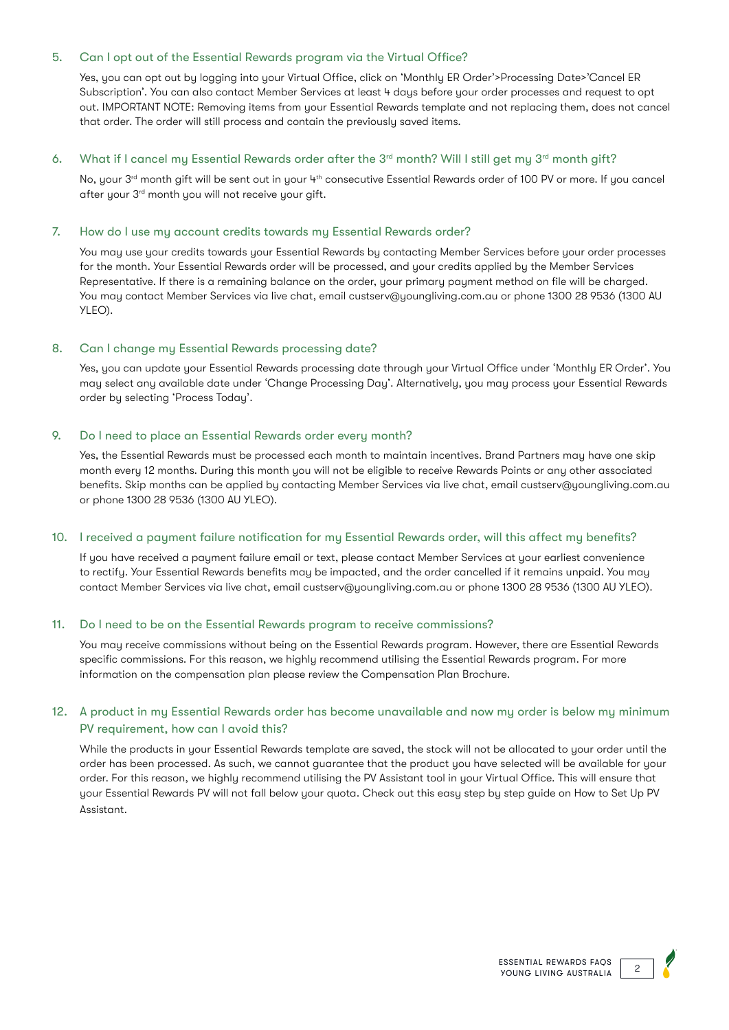### 5. Can I opt out of the Essential Rewards program via the Virtual Office?

Yes, you can opt out by logging into your Virtual Office, click on 'Monthly ER Order'>Processing Date>'Cancel ER Subscription'. You can also contact Member Services at least 4 days before your order processes and request to opt out. IMPORTANT NOTE: Removing items from your Essential Rewards template and not replacing them, does not cancel that order. The order will still process and contain the previously saved items.

### 6. What if I cancel my Essential Rewards order after the 3rd month? Will I still get my 3rd month gift?

No, your 3rd month gift will be sent out in your 4th consecutive Essential Rewards order of 100 PV or more. If you cancel after your 3rd month you will not receive your gift.

### 7. How do I use my account credits towards my Essential Rewards order?

You may use your credits towards your Essential Rewards by contacting Member Services before your order processes for the month. Your Essential Rewards order will be processed, and your credits applied by the Member Services Representative. If there is a remaining balance on the order, your primary payment method on file will be charged. You may contact Member Services via live chat, email custserv@youngliving.com.au or phone 1300 28 9536 (1300 AU YLEO).

### 8. Can I change my Essential Rewards processing date?

Yes, you can update your Essential Rewards processing date through your Virtual Office under 'Monthly ER Order'. You may select any available date under 'Change Processing Day'. Alternatively, you may process your Essential Rewards order by selecting 'Process Today'.

### 9. Do I need to place an Essential Rewards order every month?

Yes, the Essential Rewards must be processed each month to maintain incentives. Brand Partners may have one skip month every 12 months. During this month you will not be eligible to receive Rewards Points or any other associated benefits. Skip months can be applied by contacting Member Services via live chat, email custserv@youngliving.com.au or phone 1300 28 9536 (1300 AU YLEO).

### 10. I received a payment failure notification for my Essential Rewards order, will this affect my benefits?

If you have received a payment failure email or text, please contact Member Services at your earliest convenience to rectify. Your Essential Rewards benefits may be impacted, and the order cancelled if it remains unpaid. You may contact Member Services via live chat, email custserv@youngliving.com.au or phone 1300 28 9536 (1300 AU YLEO).

### 11. Do I need to be on the Essential Rewards program to receive commissions?

You may receive commissions without being on the Essential Rewards program. However, there are Essential Rewards specific commissions. For this reason, we highly recommend utilising the Essential Rewards program. For more information on the compensation plan please review the Compensation Plan Brochure.

### 12. A product in my Essential Rewards order has become unavailable and now my order is below my minimum PV requirement, how can I avoid this?

While the products in your Essential Rewards template are saved, the stock will not be allocated to your order until the order has been processed. As such, we cannot guarantee that the product you have selected will be available for your order. For this reason, we highly recommend utilising the PV Assistant tool in your Virtual Office. This will ensure that your Essential Rewards PV will not fall below your quota. Check out this easy step by step guide on How to Set Up PV Assistant.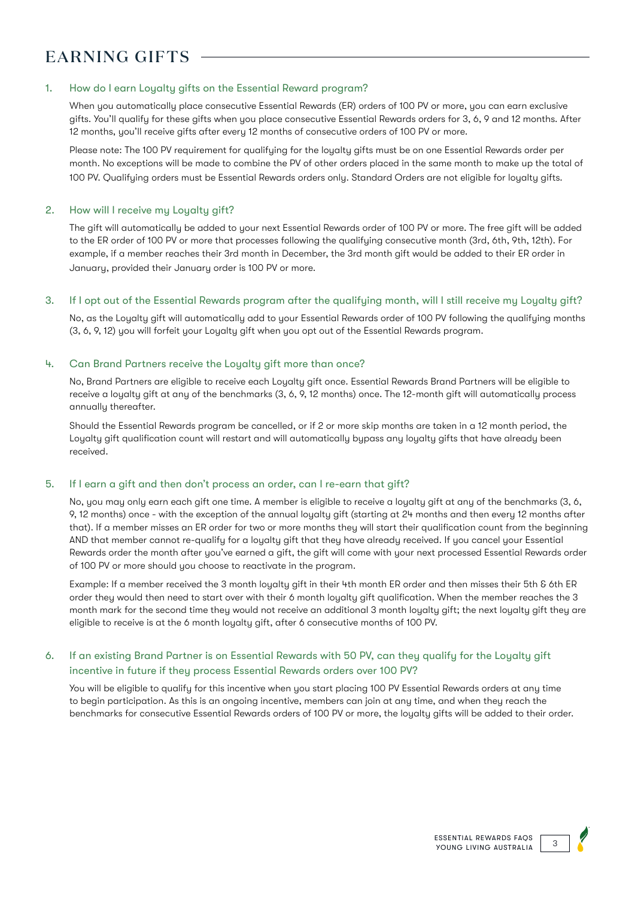# EARNING GIFTS

1. How do I earn Loyalty gifts on the Essential Reward program?

   When you automatically place consecutive Essential Rewards (ER) orders of 100 PV or more, you can earn exclusive gifts. You'll qualify for these gifts when you place consecutive Essential Rewards orders for 3, 6, 9 and 12 months. After 12 months, you'll receive gifts after every 12 months of consecutive orders of 100 PV or more.

   Please note: The 100 PV requirement for qualifying for the loyalty gifts must be on one Essential Rewards order per month. No exceptions will be made to combine the PV of other orders placed in the same month to make up the total of 100 PV. Qualifying orders must be Essential Rewards orders only. Standard Orders are not eligible for loyalty gifts.

2. How will I receive my Loyalty gift?

   The gift will automatically be added to your next Essential Rewards order of 100 PV or more. The free gift will be added to the ER order of 100 PV or more that processes following the qualifying consecutive month (3rd, 6th, 9th, 12th). For example, if a member reaches their 3rd month in December, the 3rd month gift would be added to their ER order in January, provided their January order is 100 PV or more.

3. If I opt out of the Essential Rewards program after the qualifying month, will I still receive my Loyalty gift?

   No, as the Loyalty gift will automatically add to your Essential Rewards order of 100 PV following the qualifying months (3, 6, 9, 12) you will forfeit your Loyalty gift when you opt out of the Essential Rewards program.

4. Can Brand Partners receive the Loyalty gift more than once?

   No, Brand Partners are eligible to receive each Loyalty gift once. Essential Rewards Brand Partners will be eligible to receive a loyalty gift at any of the benchmarks (3, 6, 9, 12 months) once. The 12-month gift will automatically process annually thereafter.

   Should the Essential Rewards program be cancelled, or if 2 or more skip months are taken in a 12 month period, the Loyalty gift qualification count will restart and will automatically bypass any loyalty gifts that have already been received.

5. If I earn a gift and then don't process an order, can I re-earn that gift?

   No, you may only earn each gift one time. A member is eligible to receive a loyalty gift at any of the benchmarks (3, 6, 9, 12 months) once - with the exception of the annual loyalty gift (starting at 24 months and then every 12 months after that). If a member misses an ER order for two or more months they will start their qualification count from the beginning AND that member cannot re-qualify for a loyalty gift that they have already received. If you cancel your Essential Rewards order the month after you've earned a gift, the gift will come with your next processed Essential Rewards order of 100 PV or more should you choose to reactivate in the program.

   Example: If a member received the 3 month loyalty gift in their 4th month ER order and then misses their 5th & 6th ER order they would then need to start over with their 6 month loyalty gift qualification. When the member reaches the 3 month mark for the second time they would not receive an additional 3 month loyalty gift; the next loyalty gift they are eligible to receive is at the 6 month loyalty gift, after 6 consecutive months of 100 PV.

6. If an existing Brand Partner is on Essential Rewards with 50 PV, can they qualify for the Loyalty gift incentive in future if they process Essential Rewards orders over 100 PV?

   You will be eligible to qualify for this incentive when you start placing 100 PV Essential Rewards orders at any time to begin participation. As this is an ongoing incentive, members can join at any time, and when they reach the benchmarks for consecutive Essential Rewards orders of 100 PV or more, the loyalty gifts will be added to their order.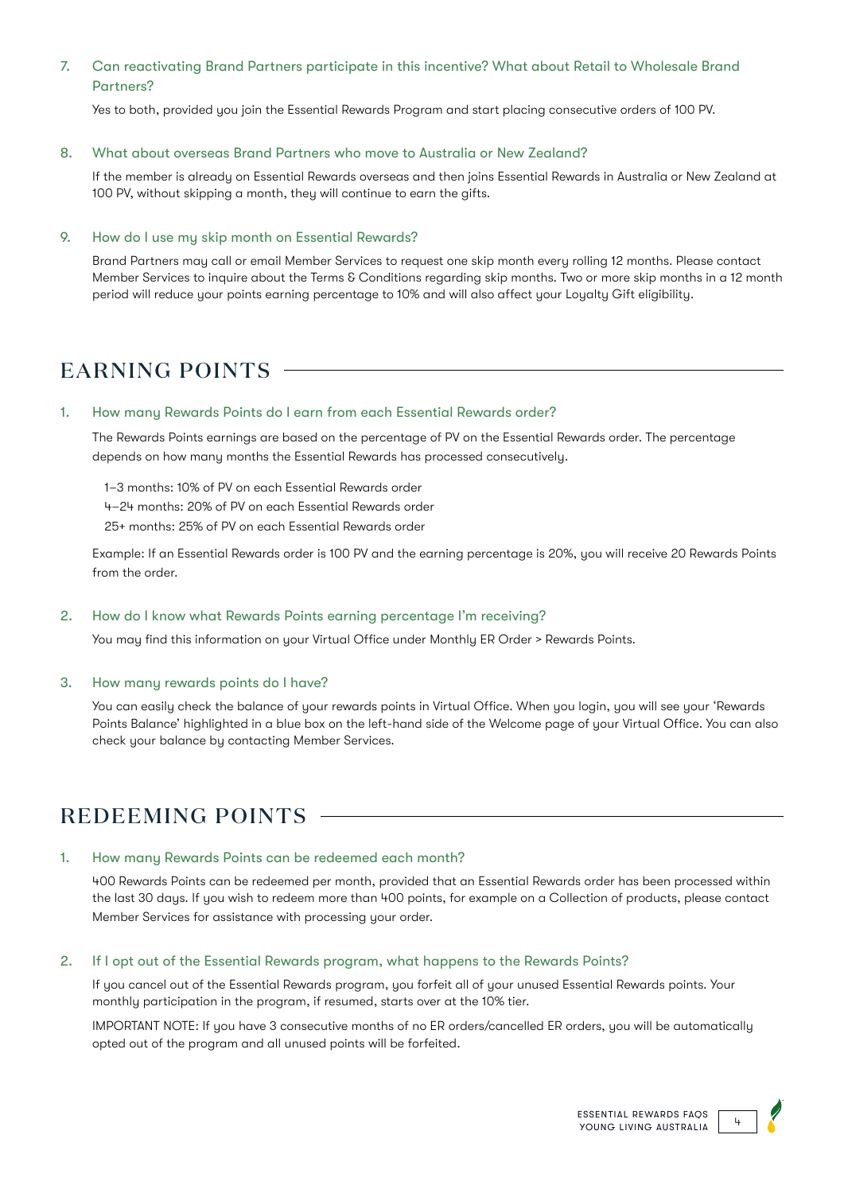7. Can reactivating Brand Partners participate in this incentive? What about Retail to Wholesale Brand Partners?

   Yes to both, provided you join the Essential Rewards Program and start placing consecutive orders of 100 PV.

8. What about overseas Brand Partners who move to Australia or New Zealand?

   If the member is already on Essential Rewards overseas and then joins Essential Rewards in Australia or New Zealand at 100 PV, without skipping a month, they will continue to earn the gifts.

9. How do I use my skip month on Essential Rewards?

   Brand Partners may call or email Member Services to request one skip month every rolling 12 months. Please contact Member Services to inquire about the Terms & Conditions regarding skip months. Two or more skip months in a 12 month period will reduce your points earning percentage to 10% and will also affect your Loyalty Gift eligibility.

## EARNING POINTS

1. How many Rewards Points do I earn from each Essential Rewards order?

   The Rewards Points earnings are based on the percentage of PV on the Essential Rewards order. The percentage depends on how many months the Essential Rewards has processed consecutively.

   1–3 months: 10% of PV on each Essential Rewards order
   4–24 months: 20% of PV on each Essential Rewards order
   25+ months: 25% of PV on each Essential Rewards order

   Example: If an Essential Rewards order is 100 PV and the earning percentage is 20%, you will receive 20 Rewards Points from the order.

2. How do I know what Rewards Points earning percentage I'm receiving?

   You may find this information on your Virtual Office under Monthly ER Order > Rewards Points.

3. How many rewards points do I have?

   You can easily check the balance of your rewards points in Virtual Office. When you login, you will see your 'Rewards Points Balance' highlighted in a blue box on the left-hand side of the Welcome page of your Virtual Office. You can also check your balance by contacting Member Services.

## REDEEMING POINTS

1. How many Rewards Points can be redeemed each month?

   400 Rewards Points can be redeemed per month, provided that an Essential Rewards order has been processed within the last 30 days. If you wish to redeem more than 400 points, for example on a Collection of products, please contact Member Services for assistance with processing your order.

2. If I opt out of the Essential Rewards program, what happens to the Rewards Points?

   If you cancel out of the Essential Rewards program, you forfeit all of your unused Essential Rewards points. Your monthly participation in the program, if resumed, starts over at the 10% tier.

   IMPORTANT NOTE: If you have 3 consecutive months of no ER orders/cancelled ER orders, you will be automatically opted out of the program and all unused points will be forfeited.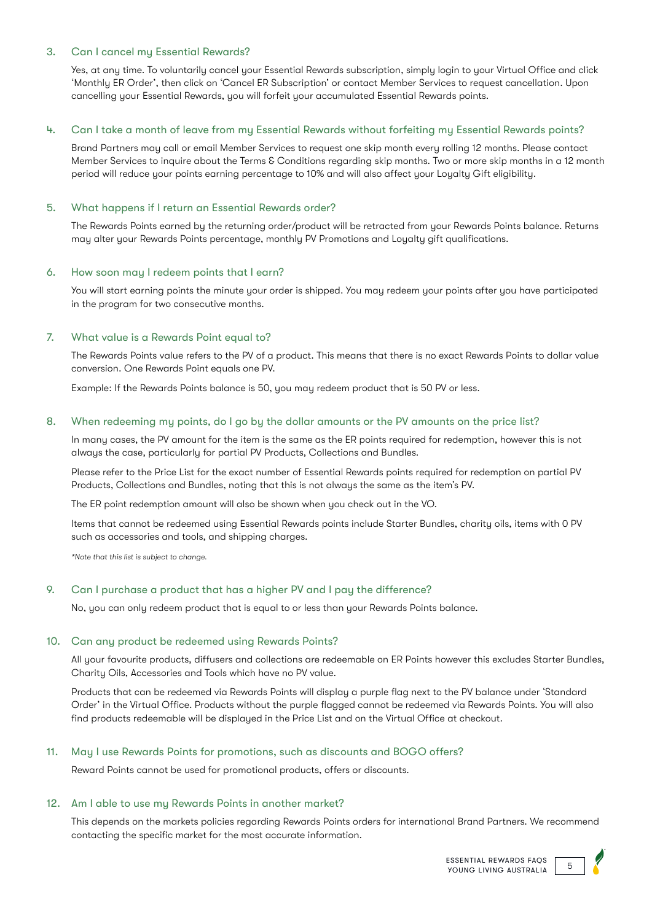### 3. Can I cancel my Essential Rewards?

Yes, at any time. To voluntarily cancel your Essential Rewards subscription, simply login to your Virtual Office and click 'Monthly ER Order', then click on 'Cancel ER Subscription' or contact Member Services to request cancellation. Upon cancelling your Essential Rewards, you will forfeit your accumulated Essential Rewards points.

### 4. Can I take a month of leave from my Essential Rewards without forfeiting my Essential Rewards points?

Brand Partners may call or email Member Services to request one skip month every rolling 12 months. Please contact Member Services to inquire about the Terms & Conditions regarding skip months. Two or more skip months in a 12 month period will reduce your points earning percentage to 10% and will also affect your Loyalty Gift eligibility.

### 5. What happens if I return an Essential Rewards order?

The Rewards Points earned by the returning order/product will be retracted from your Rewards Points balance. Returns may alter your Rewards Points percentage, monthly PV Promotions and Loyalty gift qualifications.

### 6. How soon may I redeem points that I earn?

You will start earning points the minute your order is shipped. You may redeem your points after you have participated in the program for two consecutive months.

### 7. What value is a Rewards Point equal to?

The Rewards Points value refers to the PV of a product. This means that there is no exact Rewards Points to dollar value conversion. One Rewards Point equals one PV.

Example: If the Rewards Points balance is 50, you may redeem product that is 50 PV or less.

### 8. When redeeming my points, do I go by the dollar amounts or the PV amounts on the price list?

In many cases, the PV amount for the item is the same as the ER points required for redemption, however this is not always the case, particularly for partial PV Products, Collections and Bundles.

Please refer to the Price List for the exact number of Essential Rewards points required for redemption on partial PV Products, Collections and Bundles, noting that this is not always the same as the item's PV.

The ER point redemption amount will also be shown when you check out in the VO.

Items that cannot be redeemed using Essential Rewards points include Starter Bundles, charity oils, items with 0 PV such as accessories and tools, and shipping charges.

*\*Note that this list is subject to change.*

### 9. Can I purchase a product that has a higher PV and I pay the difference?

No, you can only redeem product that is equal to or less than your Rewards Points balance.

### 10. Can any product be redeemed using Rewards Points?

All your favourite products, diffusers and collections are redeemable on ER Points however this excludes Starter Bundles, Charity Oils, Accessories and Tools which have no PV value.

Products that can be redeemed via Rewards Points will display a purple flag next to the PV balance under 'Standard Order' in the Virtual Office. Products without the purple flagged cannot be redeemed via Rewards Points. You will also find products redeemable will be displayed in the Price List and on the Virtual Office at checkout.

### 11. May I use Rewards Points for promotions, such as discounts and BOGO offers?

Reward Points cannot be used for promotional products, offers or discounts.

### 12. Am I able to use my Rewards Points in another market?

This depends on the markets policies regarding Rewards Points orders for international Brand Partners. We recommend contacting the specific market for the most accurate information.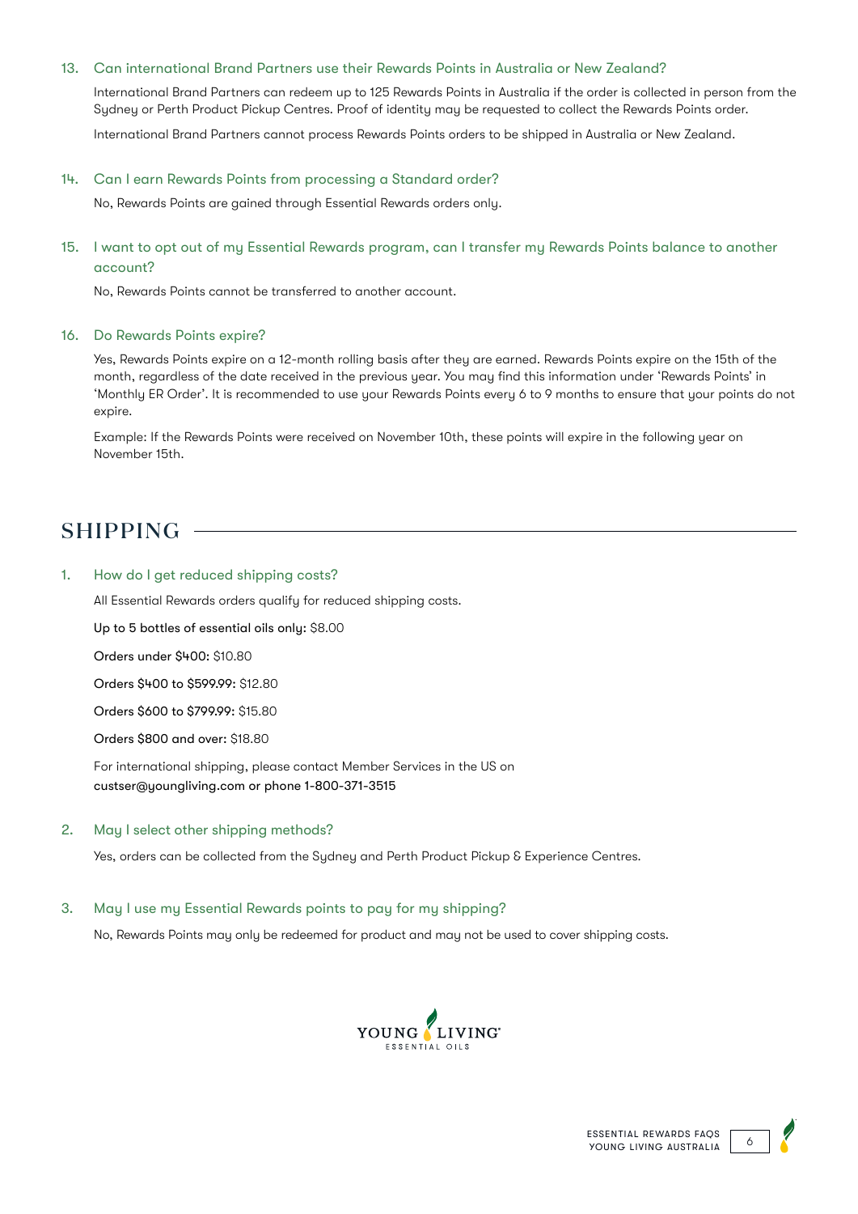13. Can international Brand Partners use their Rewards Points in Australia or New Zealand?

    International Brand Partners can redeem up to 125 Rewards Points in Australia if the order is collected in person from the Sydney or Perth Product Pickup Centres. Proof of identity may be requested to collect the Rewards Points order.

    International Brand Partners cannot process Rewards Points orders to be shipped in Australia or New Zealand.

14. Can I earn Rewards Points from processing a Standard order?

    No, Rewards Points are gained through Essential Rewards orders only.

15. I want to opt out of my Essential Rewards program, can I transfer my Rewards Points balance to another account?

    No, Rewards Points cannot be transferred to another account.

16. Do Rewards Points expire?

    Yes, Rewards Points expire on a 12-month rolling basis after they are earned. Rewards Points expire on the 15th of the month, regardless of the date received in the previous year. You may find this information under 'Rewards Points' in 'Monthly ER Order'. It is recommended to use your Rewards Points every 6 to 9 months to ensure that your points do not expire.

    Example: If the Rewards Points were received on November 10th, these points will expire in the following year on November 15th.

## SHIPPING

1. How do I get reduced shipping costs?

   All Essential Rewards orders qualify for reduced shipping costs.

   Up to 5 bottles of essential oils only: $8.00

   Orders under $400: $10.80

   Orders $400 to $599.99: $12.80

   Orders $600 to $799.99: $15.80

   Orders $800 and over: $18.80

   For international shipping, please contact Member Services in the US on custser@youngliving.com or phone 1-800-371-3515

2. May I select other shipping methods?

   Yes, orders can be collected from the Sydney and Perth Product Pickup & Experience Centres.

3. May I use my Essential Rewards points to pay for my shipping?

   No, Rewards Points may only be redeemed for product and may not be used to cover shipping costs.

YOUNG LIVING ESSENTIAL OILS